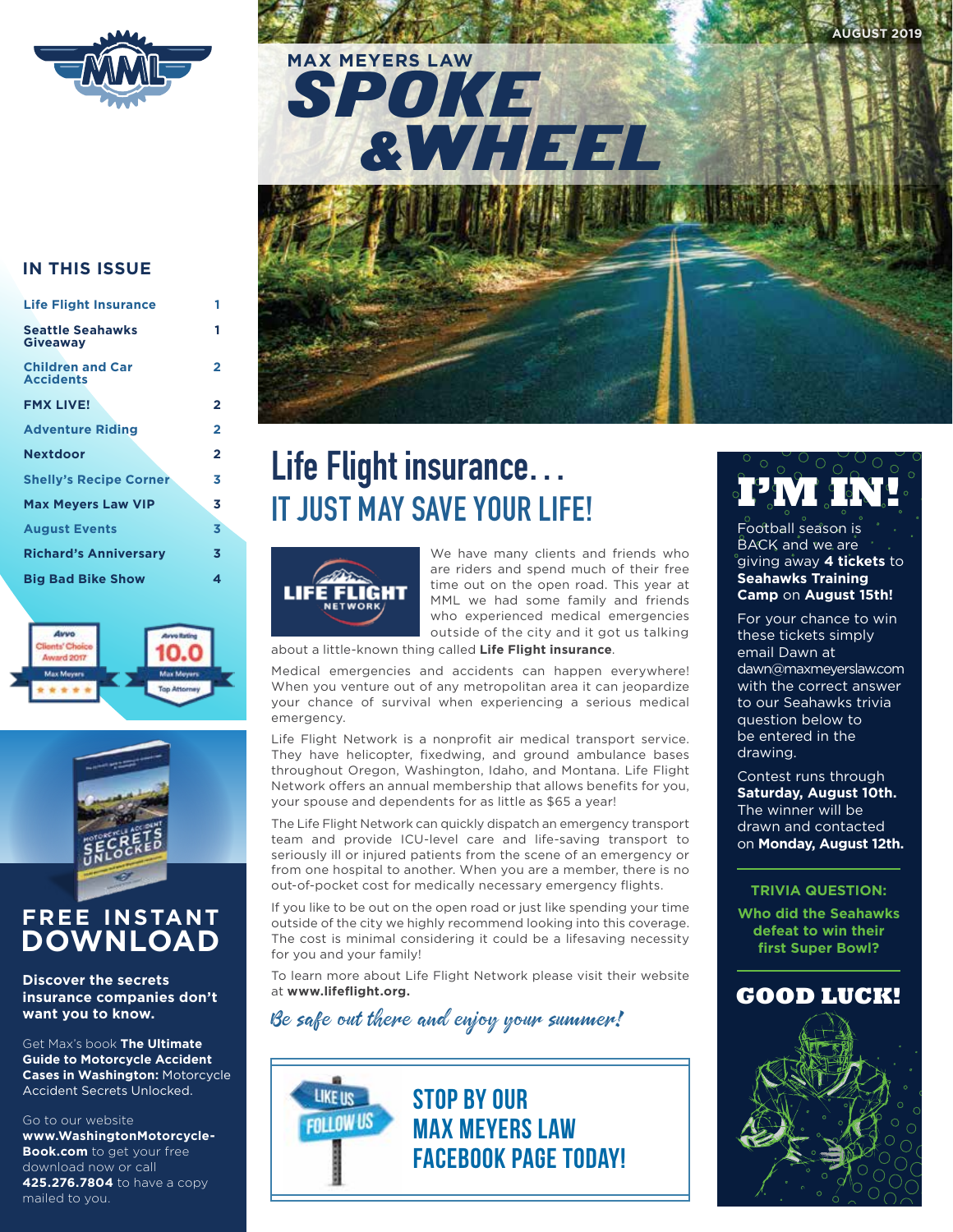# MAX MEYERS LAW SPOKE & WHEEL

AUGUST 2019

## IN THIS ISSUE

| | |
|---|---|
| Life Flight Insurance | 1 |
| Seattle Seahawks Giveaway | 1 |
| Children and Car Accidents | 2 |
| FMX LIVE! | 2 |
| Adventure Riding | 2 |
| Nextdoor | 2 |
| Shelly's Recipe Corner | 3 |
| Max Meyers Law VIP | 3 |
| August Events | 3 |
| Richard's Anniversary | 3 |
| Big Bad Bike Show | 4 |

Avvo Clients' Choice Award 2017 Max Meyers

Avvo Rating 10.0 Max Meyers Top Attorney

## FREE INSTANT DOWNLOAD

**Discover the secrets insurance companies don't want you to know.**

Get Max's book **The Ultimate Guide to Motorcycle Accident Cases in Washington:** Motorcycle Accident Secrets Unlocked.

Go to our website **www.WashingtonMotorcycle-Book.com** to get your free download now or call **425.276.7804** to have a copy mailed to you.

# Life Flight insurance...
## IT JUST MAY SAVE YOUR LIFE!

LIFE FLIGHT NETWORK

We have many clients and friends who are riders and spend much of their free time out on the open road. This year at MML we had some family and friends who experienced medical emergencies outside of the city and it got us talking about a little-known thing called **Life Flight insurance**.

Medical emergencies and accidents can happen everywhere! When you venture out of any metropolitan area it can jeopardize your chance of survival when experiencing a serious medical emergency.

Life Flight Network is a nonprofit air medical transport service. They have helicopter, fixedwing, and ground ambulance bases throughout Oregon, Washington, Idaho, and Montana. Life Flight Network offers an annual membership that allows benefits for you, your spouse and dependents for as little as $65 a year!

The Life Flight Network can quickly dispatch an emergency transport team and provide ICU-level care and life-saving transport to seriously ill or injured patients from the scene of an emergency or from one hospital to another. When you are a member, there is no out-of-pocket cost for medically necessary emergency flights.

If you like to be out on the open road or just like spending your time outside of the city we highly recommend looking into this coverage. The cost is minimal considering it could be a lifesaving necessity for you and your family!

To learn more about Life Flight Network please visit their website at **www.lifeflight.org.**

*Be safe out there and enjoy your summer!*

LIKE US FOLLOW US

## STOP BY OUR MAX MEYERS LAW FACEBOOK PAGE TODAY!

## I'M IN!

Football season is BACK and we are giving away **4 tickets** to **Seahawks Training Camp** on **August 15th!**

For your chance to win these tickets simply email Dawn at dawn@maxmeyerslaw.com with the correct answer to our Seahawks trivia question below to be entered in the drawing.

Contest runs through **Saturday, August 10th.** The winner will be drawn and contacted on **Monday, August 12th.**

**TRIVIA QUESTION:**

**Who did the Seahawks defeat to win their first Super Bowl?**

## GOOD LUCK!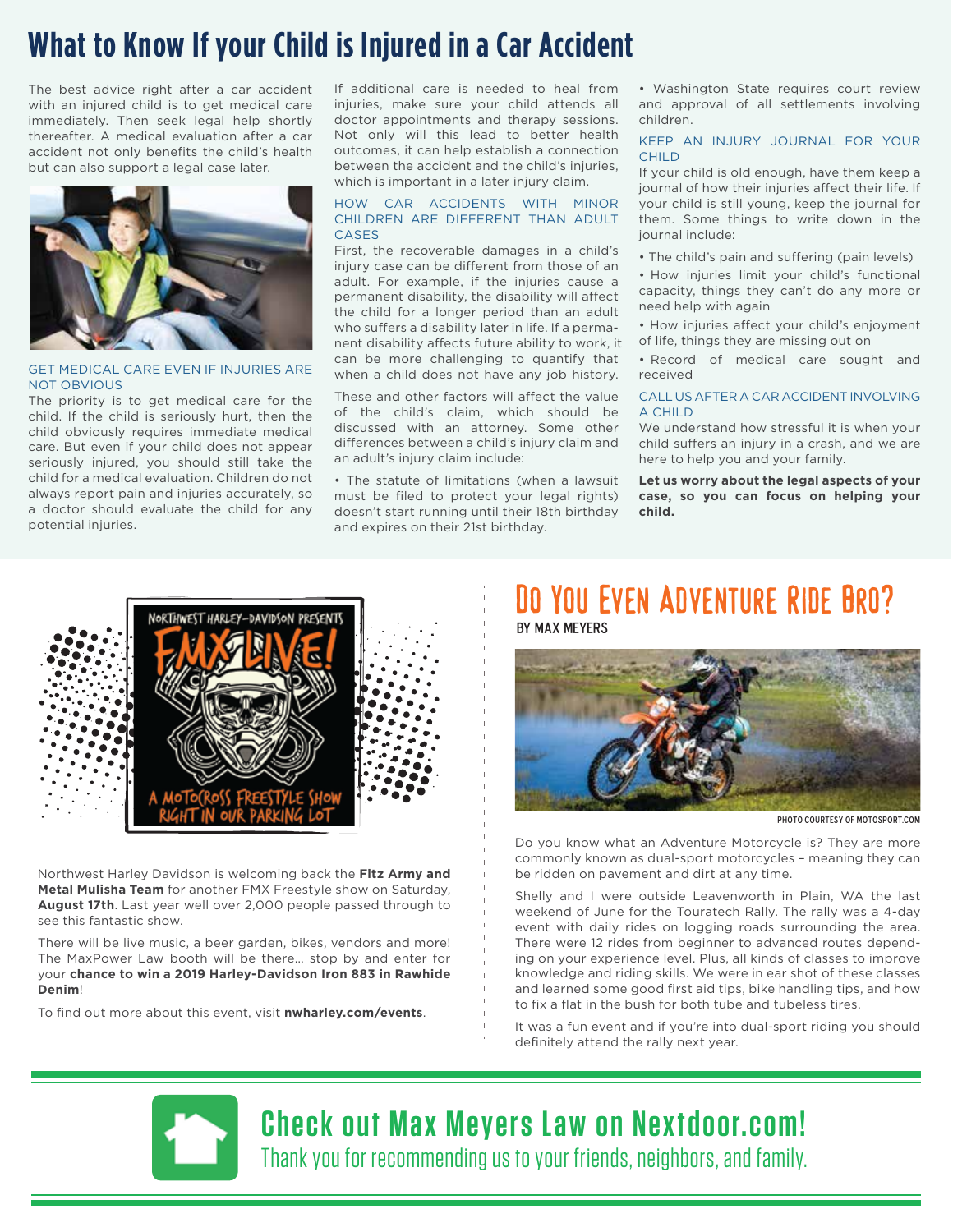# What to Know If your Child is Injured in a Car Accident

The best advice right after a car accident with an injured child is to get medical care immediately. Then seek legal help shortly thereafter. A medical evaluation after a car accident not only benefits the child's health but can also support a legal case later.

### GET MEDICAL CARE EVEN IF INJURIES ARE NOT OBVIOUS

The priority is to get medical care for the child. If the child is seriously hurt, then the child obviously requires immediate medical care. But even if your child does not appear seriously injured, you should still take the child for a medical evaluation. Children do not always report pain and injuries accurately, so a doctor should evaluate the child for any potential injuries.

If additional care is needed to heal from injuries, make sure your child attends all doctor appointments and therapy sessions. Not only will this lead to better health outcomes, it can help establish a connection between the accident and the child's injuries, which is important in a later injury claim.

### HOW CAR ACCIDENTS WITH MINOR CHILDREN ARE DIFFERENT THAN ADULT CASES

First, the recoverable damages in a child's injury case can be different from those of an adult. For example, if the injuries cause a permanent disability, the disability will affect the child for a longer period than an adult who suffers a disability later in life. If a permanent disability affects future ability to work, it can be more challenging to quantify that when a child does not have any job history.

These and other factors will affect the value of the child's claim, which should be discussed with an attorney. Some other differences between a child's injury claim and an adult's injury claim include:

- The statute of limitations (when a lawsuit must be filed to protect your legal rights) doesn't start running until their 18th birthday and expires on their 21st birthday.
- Washington State requires court review and approval of all settlements involving children.

### KEEP AN INJURY JOURNAL FOR YOUR CHILD

If your child is old enough, have them keep a journal of how their injuries affect their life. If your child is still young, keep the journal for them. Some things to write down in the journal include:

- The child's pain and suffering (pain levels)
- How injuries limit your child's functional capacity, things they can't do any more or need help with again
- How injuries affect your child's enjoyment of life, things they are missing out on
- Record of medical care sought and received

### CALL US AFTER A CAR ACCIDENT INVOLVING A CHILD

We understand how stressful it is when your child suffers an injury in a crash, and we are here to help you and your family.

**Let us worry about the legal aspects of your case, so you can focus on helping your child.**

---

NORTHWEST HARLEY-DAVIDSON PRESENTS

FMX LIVE!

A MOTOCROSS FREESTYLE SHOW RIGHT IN OUR PARKING LOT

Northwest Harley Davidson is welcoming back the **Fitz Army and Metal Mulisha Team** for another FMX Freestyle show on Saturday, **August 17th**. Last year well over 2,000 people passed through to see this fantastic show.

There will be live music, a beer garden, bikes, vendors and more! The MaxPower Law booth will be there… stop by and enter for your **chance to win a 2019 Harley-Davidson Iron 883 in Rawhide Denim**!

To find out more about this event, visit **nwharley.com/events**.

# Do You Even Adventure Ride Bro?

BY MAX MEYERS

PHOTO COURTESY OF MOTOSPORT.COM

Do you know what an Adventure Motorcycle is? They are more commonly known as dual-sport motorcycles – meaning they can be ridden on pavement and dirt at any time.

Shelly and I were outside Leavenworth in Plain, WA the last weekend of June for the Touratech Rally. The rally was a 4-day event with daily rides on logging roads surrounding the area. There were 12 rides from beginner to advanced routes depending on your experience level. Plus, all kinds of classes to improve knowledge and riding skills. We were in ear shot of these classes and learned some good first aid tips, bike handling tips, and how to fix a flat in the bush for both tube and tubeless tires.

It was a fun event and if you're into dual-sport riding you should definitely attend the rally next year.

---

## Check out Max Meyers Law on Nextdoor.com!

Thank you for recommending us to your friends, neighbors, and family.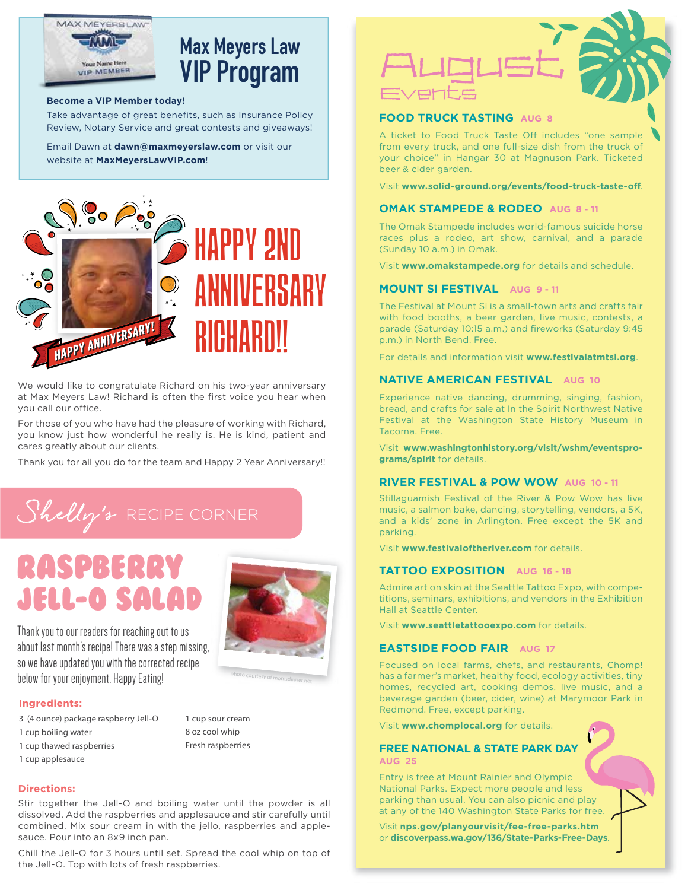# Max Meyers Law VIP Program

**Become a VIP Member today!**

Take advantage of great benefits, such as Insurance Policy Review, Notary Service and great contests and giveaways!

Email Dawn at **dawn@maxmeyerslaw.com** or visit our website at **MaxMeyersLawVIP.com**!

# HAPPY 2ND ANNIVERSARY RICHARD!!

HAPPY ANNIVERSARY!

We would like to congratulate Richard on his two-year anniversary at Max Meyers Law! Richard is often the first voice you hear when you call our office.

For those of you who have had the pleasure of working with Richard, you know just how wonderful he really is. He is kind, patient and cares greatly about our clients.

Thank you for all you do for the team and Happy 2 Year Anniversary!!

## Shelly's RECIPE CORNER

# RASPBERRY JELL-O SALAD

Thank you to our readers for reaching out to us about last month's recipe! There was a step missing, so we have updated you with the corrected recipe below for your enjoyment. Happy Eating!

photo courtesy of momsdinner.net

### Ingredients:

- 3 (4 ounce) package raspberry Jell-O
- 1 cup boiling water
- 1 cup thawed raspberries
- 1 cup applesauce
- 1 cup sour cream
- 8 oz cool whip
- Fresh raspberries

### Directions:

Stir together the Jell-O and boiling water until the powder is all dissolved. Add the raspberries and applesauce and stir carefully until combined. Mix sour cream in with the jello, raspberries and applesauce. Pour into an 8x9 inch pan.

Chill the Jell-O for 3 hours until set. Spread the cool whip on top of the Jell-O. Top with lots of fresh raspberries.

# August Events

### FOOD TRUCK TASTING AUG 8

A ticket to Food Truck Taste Off includes "one sample from every truck, and one full-size dish from the truck of your choice" in Hangar 30 at Magnuson Park. Ticketed beer & cider garden.

Visit **www.solid-ground.org/events/food-truck-taste-off**.

### OMAK STAMPEDE & RODEO AUG 8 - 11

The Omak Stampede includes world-famous suicide horse races plus a rodeo, art show, carnival, and a parade (Sunday 10 a.m.) in Omak.

Visit **www.omakstampede.org** for details and schedule.

### MOUNT SI FESTIVAL AUG 9 - 11

The Festival at Mount Si is a small-town arts and crafts fair with food booths, a beer garden, live music, contests, a parade (Saturday 10:15 a.m.) and fireworks (Saturday 9:45 p.m.) in North Bend. Free.

For details and information visit **www.festivalatmtsi.org**.

### NATIVE AMERICAN FESTIVAL AUG 10

Experience native dancing, drumming, singing, fashion, bread, and crafts for sale at In the Spirit Northwest Native Festival at the Washington State History Museum in Tacoma. Free.

Visit **www.washingtonhistory.org/visit/wshm/eventsprograms/spirit** for details.

### RIVER FESTIVAL & POW WOW AUG 10 - 11

Stillaguamish Festival of the River & Pow Wow has live music, a salmon bake, dancing, storytelling, vendors, a 5K, and a kids' zone in Arlington. Free except the 5K and parking.

Visit **www.festivaloftheriver.com** for details.

### TATTOO EXPOSITION AUG 16 - 18

Admire art on skin at the Seattle Tattoo Expo, with competitions, seminars, exhibitions, and vendors in the Exhibition Hall at Seattle Center.

Visit **www.seattletattooexpo.com** for details.

### EASTSIDE FOOD FAIR AUG 17

Focused on local farms, chefs, and restaurants, Chomp! has a farmer's market, healthy food, ecology activities, tiny homes, recycled art, cooking demos, live music, and a beverage garden (beer, cider, wine) at Marymoor Park in Redmond. Free, except parking.

Visit **www.chomplocal.org** for details.

### FREE NATIONAL & STATE PARK DAY AUG 25

Entry is free at Mount Rainier and Olympic National Parks. Expect more people and less parking than usual. You can also picnic and play at any of the 140 Washington State Parks for free.

Visit **nps.gov/planyourvisit/fee-free-parks.htm** or **discoverpass.wa.gov/136/State-Parks-Free-Days**.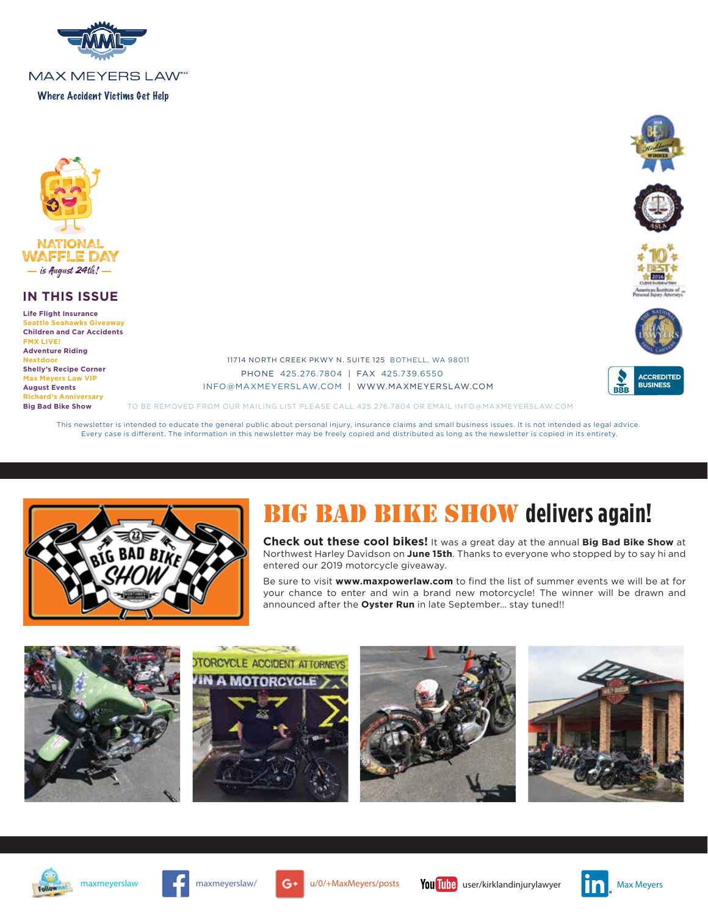MAX MEYERS LAW[PLLC]

Where Accident Victims Get Help

NATIONAL WAFFLE DAY
— is August 24th! —

## IN THIS ISSUE

- Life Flight Insurance
- Seattle Seahawks Giveaway
- Children and Car Accidents
- FMX LIVE!
- Adventure Riding
- Nextdoor
- Shelly's Recipe Corner
- Max Meyers Law VIP
- August Events
- Richard's Anniversary
- Big Bad Bike Show

11714 NORTH CREEK PKWY N. SUITE 125 BOTHELL, WA 98011
PHONE 425.276.7804 | FAX 425.739.6550
INFO@MAXMEYERSLAW.COM | WWW.MAXMEYERSLAW.COM

TO BE REMOVED FROM OUR MAILING LIST PLEASE CALL 425.276.7804 OR EMAIL INFO@MAXMEYERSLAW.COM

This newsletter is intended to educate the general public about personal injury, insurance claims and small business issues. It is not intended as legal advice. Every case is different. The information in this newsletter may be freely copied and distributed as long as the newsletter is copied in its entirety.

# BIG BAD BIKE SHOW delivers again!

**Check out these cool bikes!** It was a great day at the annual **Big Bad Bike Show** at Northwest Harley Davidson on **June 15th**. Thanks to everyone who stopped by to say hi and entered our 2019 motorcycle giveaway.

Be sure to visit **www.maxpowerlaw.com** to find the list of summer events we will be at for your chance to enter and win a brand new motorcycle! The winner will be drawn and announced after the **Oyster Run** in late September... stay tuned!!

maxmeyerslaw | maxmeyerslaw/ | u/0/+MaxMeyers/posts | user/kirklandinjurylawyer | Max Meyers